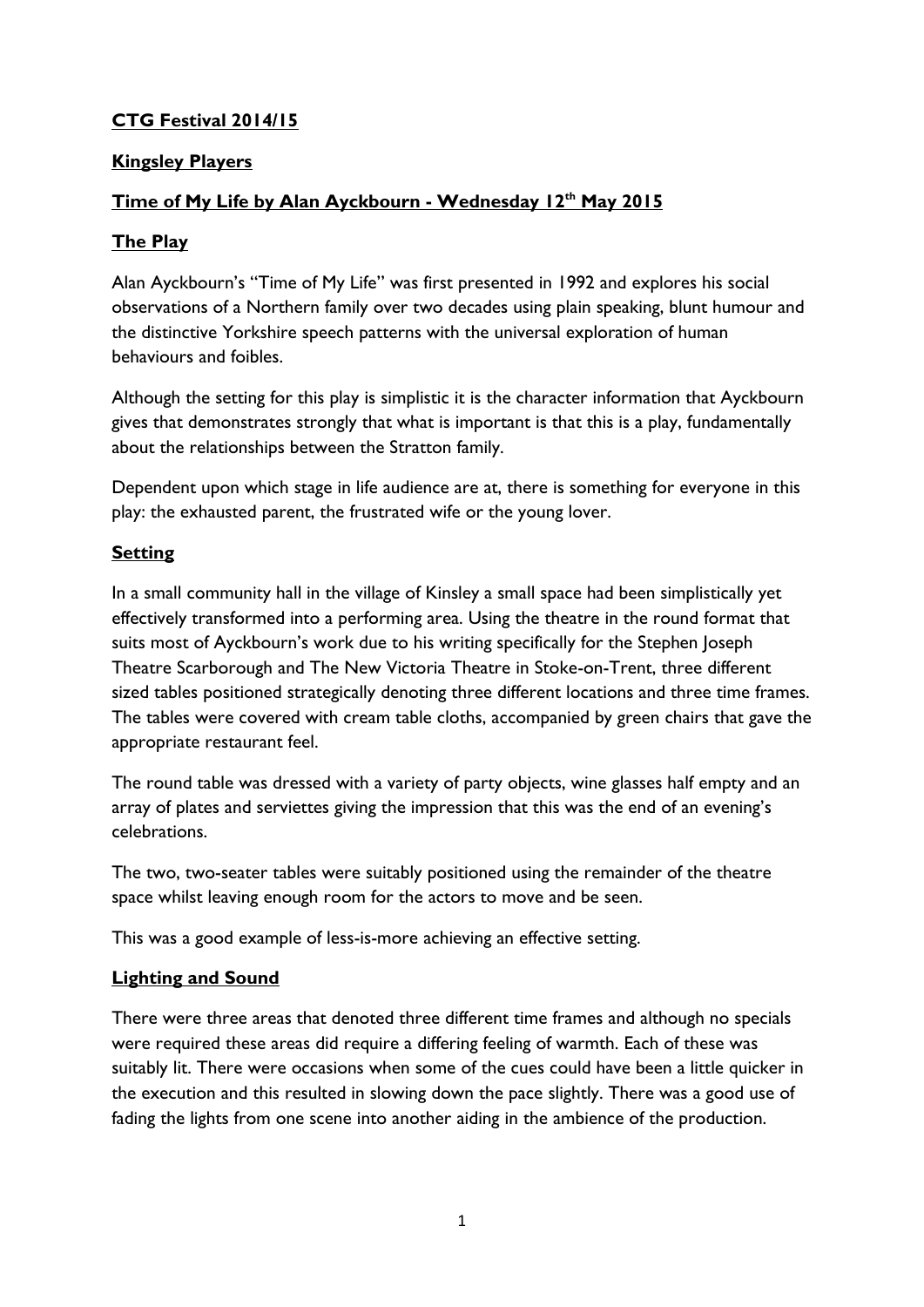**CTG Festival 2014/15**

**Kingsley Players**

**Time of My Life by Alan Ayckbourn - Wednesday 12th May 2015**

**The Play**

Alan Ayckbourn's "Time of My Life" was first presented in 1992 and explores his social observations of a Northern family over two decades using plain speaking, blunt humour and the distinctive Yorkshire speech patterns with the universal exploration of human behaviours and foibles.

Although the setting for this play is simplistic it is the character information that Ayckbourn gives that demonstrates strongly that what is important is that this is a play, fundamentally about the relationships between the Stratton family.

Dependent upon which stage in life audience are at, there is something for everyone in this play: the exhausted parent, the frustrated wife or the young lover.

**Setting**

In a small community hall in the village of Kinsley a small space had been simplistically yet effectively transformed into a performing area. Using the theatre in the round format that suits most of Ayckbourn's work due to his writing specifically for the Stephen Joseph Theatre Scarborough and The New Victoria Theatre in Stoke-on-Trent, three different sized tables positioned strategically denoting three different locations and three time frames. The tables were covered with cream table cloths, accompanied by green chairs that gave the appropriate restaurant feel.

The round table was dressed with a variety of party objects, wine glasses half empty and an array of plates and serviettes giving the impression that this was the end of an evening's celebrations.

The two, two-seater tables were suitably positioned using the remainder of the theatre space whilst leaving enough room for the actors to move and be seen.

This was a good example of less-is-more achieving an effective setting.

**Lighting and Sound**

There were three areas that denoted three different time frames and although no specials were required these areas did require a differing feeling of warmth. Each of these was suitably lit. There were occasions when some of the cues could have been a little quicker in the execution and this resulted in slowing down the pace slightly. There was a good use of fading the lights from one scene into another aiding in the ambience of the production.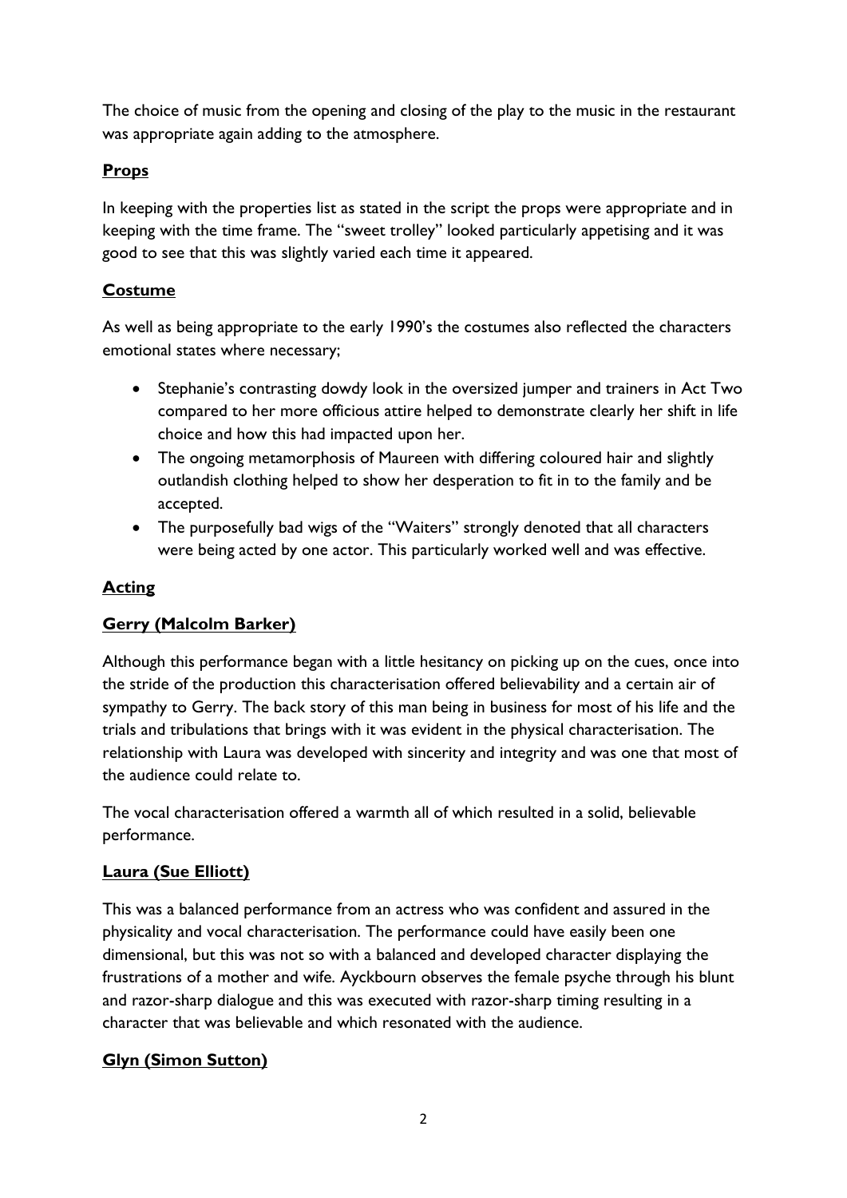The choice of music from the opening and closing of the play to the music in the restaurant was appropriate again adding to the atmosphere.

## **Props**

In keeping with the properties list as stated in the script the props were appropriate and in keeping with the time frame. The "sweet trolley" looked particularly appetising and it was good to see that this was slightly varied each time it appeared.

## **Costume**

As well as being appropriate to the early 1990's the costumes also reflected the characters emotional states where necessary;

- Stephanie's contrasting dowdy look in the oversized jumper and trainers in Act Two compared to her more officious attire helped to demonstrate clearly her shift in life choice and how this had impacted upon her.
- The ongoing metamorphosis of Maureen with differing coloured hair and slightly outlandish clothing helped to show her desperation to fit in to the family and be accepted.
- The purposefully bad wigs of the "Waiters" strongly denoted that all characters were being acted by one actor. This particularly worked well and was effective.

## **Acting**

### **Gerry (Malcolm Barker)**

Although this performance began with a little hesitancy on picking up on the cues, once into the stride of the production this characterisation offered believability and a certain air of sympathy to Gerry. The back story of this man being in business for most of his life and the trials and tribulations that brings with it was evident in the physical characterisation. The relationship with Laura was developed with sincerity and integrity and was one that most of the audience could relate to.

The vocal characterisation offered a warmth all of which resulted in a solid, believable performance.

### **Laura (Sue Elliott)**

This was a balanced performance from an actress who was confident and assured in the physicality and vocal characterisation. The performance could have easily been one dimensional, but this was not so with a balanced and developed character displaying the frustrations of a mother and wife. Ayckbourn observes the female psyche through his blunt and razor-sharp dialogue and this was executed with razor-sharp timing resulting in a character that was believable and which resonated with the audience.

### **Glyn (Simon Sutton)**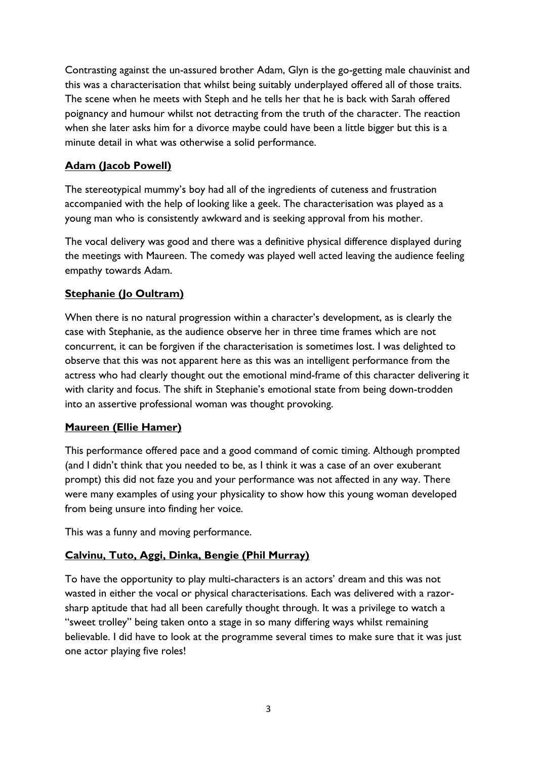Contrasting against the un-assured brother Adam, Glyn is the go-getting male chauvinist and this was a characterisation that whilst being suitably underplayed offered all of those traits. The scene when he meets with Steph and he tells her that he is back with Sarah offered poignancy and humour whilst not detracting from the truth of the character. The reaction when she later asks him for a divorce maybe could have been a little bigger but this is a minute detail in what was otherwise a solid performance.

**Adam (Jacob Powell)**

The stereotypical mummy's boy had all of the ingredients of cuteness and frustration accompanied with the help of looking like a geek. The characterisation was played as a young man who is consistently awkward and is seeking approval from his mother.

The vocal delivery was good and there was a definitive physical difference displayed during the meetings with Maureen. The comedy was played well acted leaving the audience feeling empathy towards Adam.

**Stephanie (Jo Oultram)**

When there is no natural progression within a character's development, as is clearly the case with Stephanie, as the audience observe her in three time frames which are not concurrent, it can be forgiven if the characterisation is sometimes lost. I was delighted to observe that this was not apparent here as this was an intelligent performance from the actress who had clearly thought out the emotional mind-frame of this character delivering it with clarity and focus. The shift in Stephanie's emotional state from being down-trodden into an assertive professional woman was thought provoking.

**Maureen (Ellie Hamer)**

This performance offered pace and a good command of comic timing. Although prompted (and I didn't think that you needed to be, as I think it was a case of an over exuberant prompt) this did not faze you and your performance was not affected in any way. There were many examples of using your physicality to show how this young woman developed from being unsure into finding her voice.

This was a funny and moving performance.

**Calvinu, Tuto, Aggi, Dinka, Bengie (Phil Murray)**

To have the opportunity to play multi-characters is an actors' dream and this was not wasted in either the vocal or physical characterisations. Each was delivered with a razor-sharp aptitude that had all been carefully thought through. It was a privilege to watch a "sweet trolley" being taken onto a stage in so many differing ways whilst remaining believable. I did have to look at the programme several times to make sure that it was just one actor playing five roles!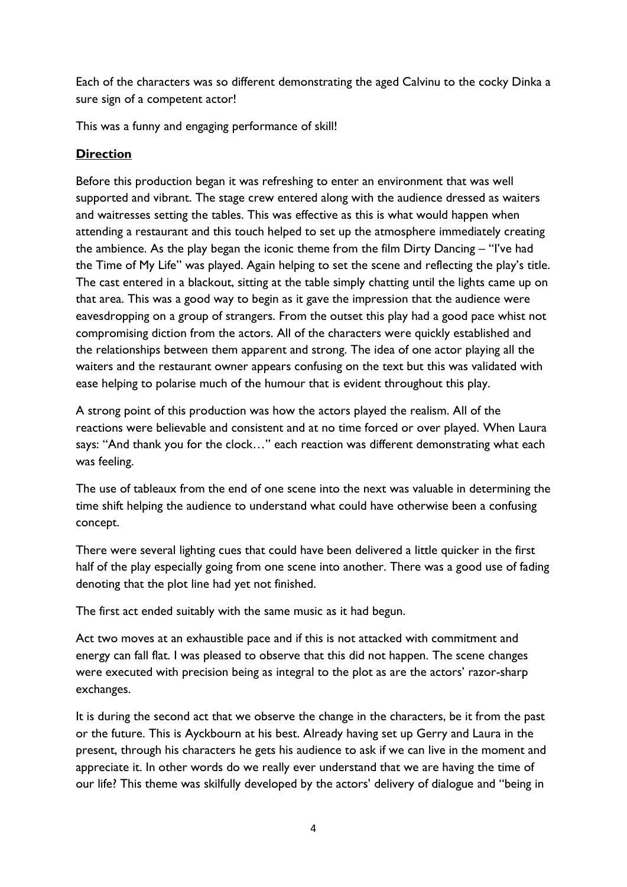Each of the characters was so different demonstrating the aged Calvinu to the cocky Dinka a sure sign of a competent actor!

This was a funny and engaging performance of skill!

## **Direction**

Before this production began it was refreshing to enter an environment that was well supported and vibrant. The stage crew entered along with the audience dressed as waiters and waitresses setting the tables. This was effective as this is what would happen when attending a restaurant and this touch helped to set up the atmosphere immediately creating the ambience. As the play began the iconic theme from the film Dirty Dancing – "I've had the Time of My Life" was played. Again helping to set the scene and reflecting the play's title. The cast entered in a blackout, sitting at the table simply chatting until the lights came up on that area. This was a good way to begin as it gave the impression that the audience were eavesdropping on a group of strangers. From the outset this play had a good pace whist not compromising diction from the actors. All of the characters were quickly established and the relationships between them apparent and strong. The idea of one actor playing all the waiters and the restaurant owner appears confusing on the text but this was validated with ease helping to polarise much of the humour that is evident throughout this play.

A strong point of this production was how the actors played the realism. All of the reactions were believable and consistent and at no time forced or over played. When Laura says: "And thank you for the clock…" each reaction was different demonstrating what each was feeling.

The use of tableaux from the end of one scene into the next was valuable in determining the time shift helping the audience to understand what could have otherwise been a confusing concept.

There were several lighting cues that could have been delivered a little quicker in the first half of the play especially going from one scene into another. There was a good use of fading denoting that the plot line had yet not finished.

The first act ended suitably with the same music as it had begun.

Act two moves at an exhaustible pace and if this is not attacked with commitment and energy can fall flat. I was pleased to observe that this did not happen. The scene changes were executed with precision being as integral to the plot as are the actors' razor-sharp exchanges.

It is during the second act that we observe the change in the characters, be it from the past or the future. This is Ayckbourn at his best. Already having set up Gerry and Laura in the present, through his characters he gets his audience to ask if we can live in the moment and appreciate it. In other words do we really ever understand that we are having the time of our life? This theme was skilfully developed by the actors' delivery of dialogue and "being in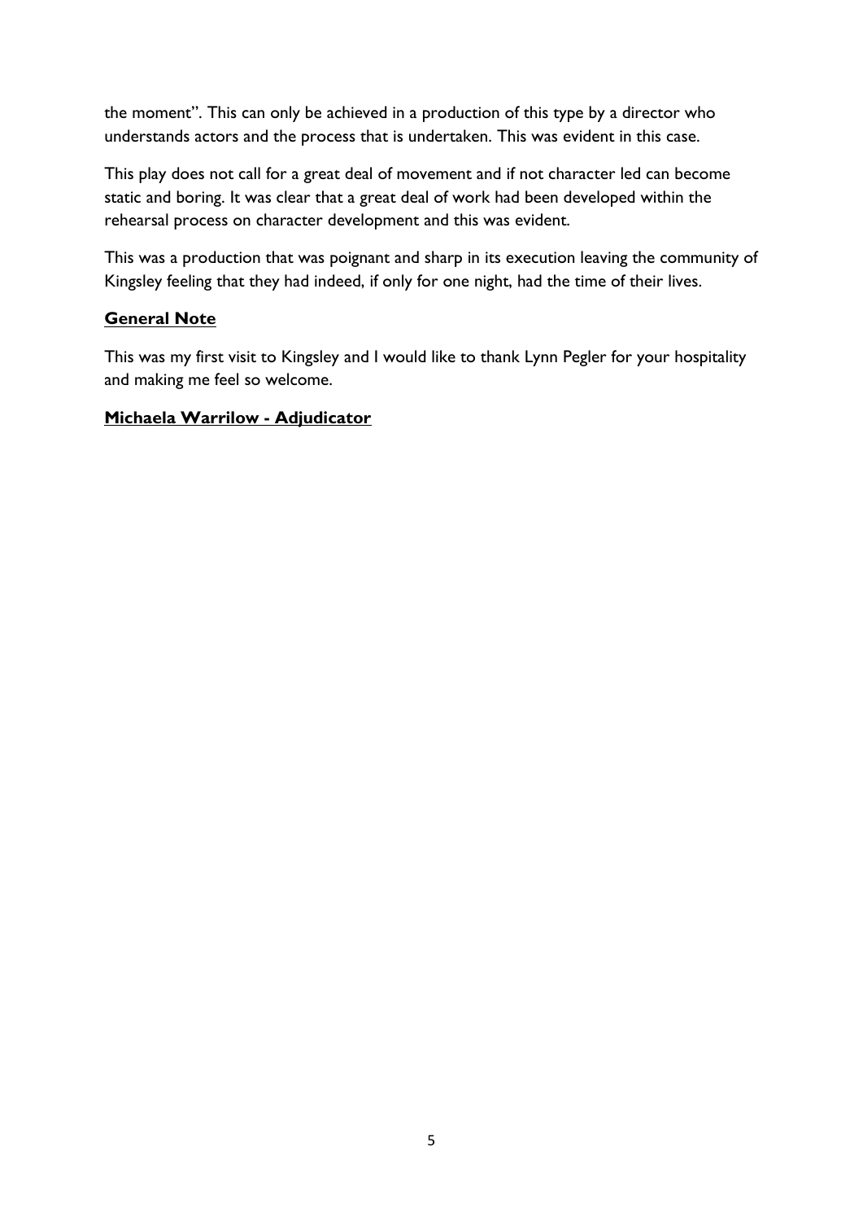the moment". This can only be achieved in a production of this type by a director who understands actors and the process that is undertaken. This was evident in this case.

This play does not call for a great deal of movement and if not character led can become static and boring. It was clear that a great deal of work had been developed within the rehearsal process on character development and this was evident.

This was a production that was poignant and sharp in its execution leaving the community of Kingsley feeling that they had indeed, if only for one night, had the time of their lives.

**General Note**

This was my first visit to Kingsley and I would like to thank Lynn Pegler for your hospitality and making me feel so welcome.

**Michaela Warrilow - Adjudicator**